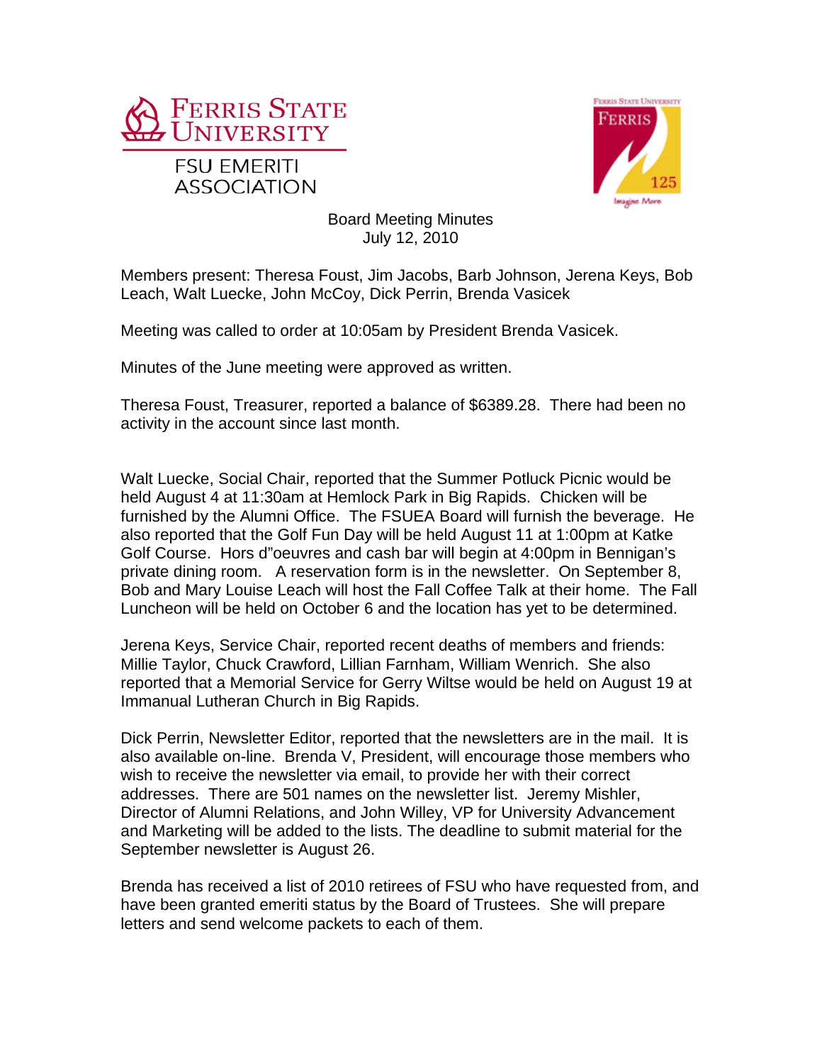FERRIS STATE UNIVERSITY

FSU EMERITI ASSOCIATION

Board Meeting Minutes
July 12, 2010

Members present: Theresa Foust, Jim Jacobs, Barb Johnson, Jerena Keys, Bob Leach, Walt Luecke, John McCoy, Dick Perrin, Brenda Vasicek

Meeting was called to order at 10:05am by President Brenda Vasicek.

Minutes of the June meeting were approved as written.

Theresa Foust, Treasurer, reported a balance of $6389.28. There had been no activity in the account since last month.

Walt Luecke, Social Chair, reported that the Summer Potluck Picnic would be held August 4 at 11:30am at Hemlock Park in Big Rapids. Chicken will be furnished by the Alumni Office. The FSUEA Board will furnish the beverage. He also reported that the Golf Fun Day will be held August 11 at 1:00pm at Katke Golf Course. Hors d"oeuvres and cash bar will begin at 4:00pm in Bennigan's private dining room. A reservation form is in the newsletter. On September 8, Bob and Mary Louise Leach will host the Fall Coffee Talk at their home. The Fall Luncheon will be held on October 6 and the location has yet to be determined.

Jerena Keys, Service Chair, reported recent deaths of members and friends: Millie Taylor, Chuck Crawford, Lillian Farnham, William Wenrich. She also reported that a Memorial Service for Gerry Wiltse would be held on August 19 at Immanual Lutheran Church in Big Rapids.

Dick Perrin, Newsletter Editor, reported that the newsletters are in the mail. It is also available on-line. Brenda V, President, will encourage those members who wish to receive the newsletter via email, to provide her with their correct addresses. There are 501 names on the newsletter list. Jeremy Mishler, Director of Alumni Relations, and John Willey, VP for University Advancement and Marketing will be added to the lists. The deadline to submit material for the September newsletter is August 26.

Brenda has received a list of 2010 retirees of FSU who have requested from, and have been granted emeriti status by the Board of Trustees. She will prepare letters and send welcome packets to each of them.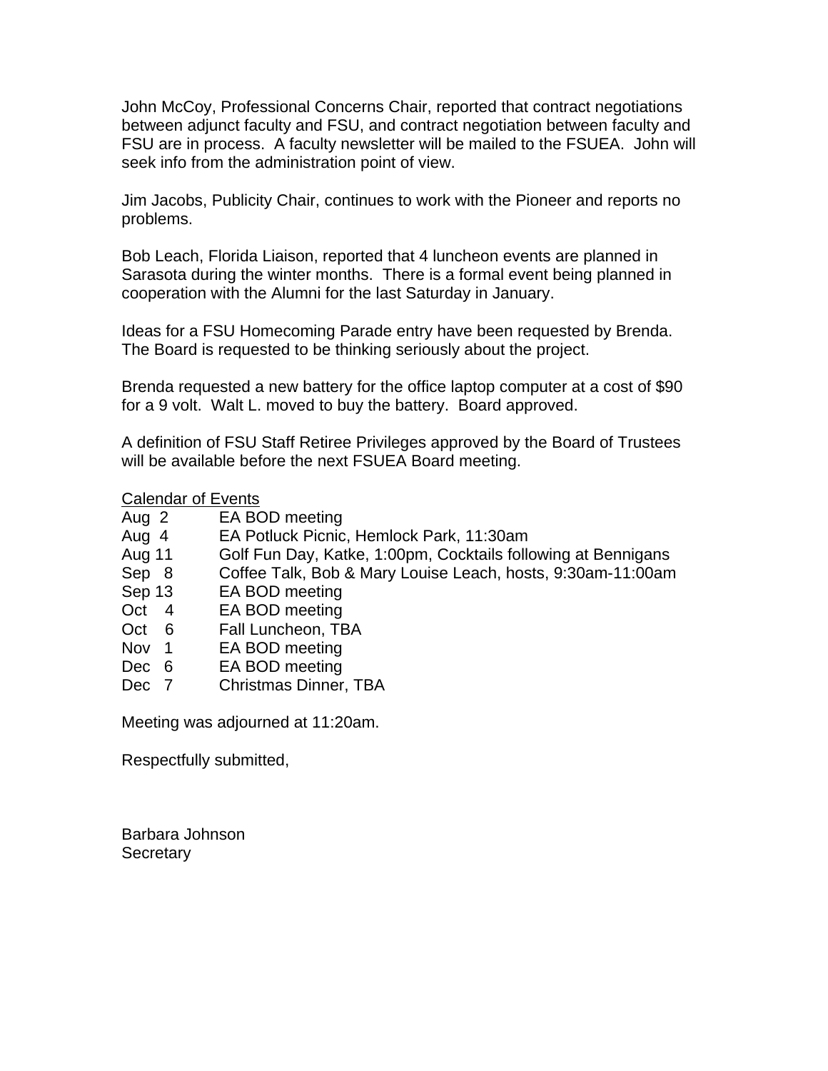John McCoy, Professional Concerns Chair, reported that contract negotiations between adjunct faculty and FSU, and contract negotiation between faculty and FSU are in process. A faculty newsletter will be mailed to the FSUEA. John will seek info from the administration point of view.

Jim Jacobs, Publicity Chair, continues to work with the Pioneer and reports no problems.

Bob Leach, Florida Liaison, reported that 4 luncheon events are planned in Sarasota during the winter months. There is a formal event being planned in cooperation with the Alumni for the last Saturday in January.

Ideas for a FSU Homecoming Parade entry have been requested by Brenda. The Board is requested to be thinking seriously about the project.

Brenda requested a new battery for the office laptop computer at a cost of $90 for a 9 volt. Walt L. moved to buy the battery. Board approved.

A definition of FSU Staff Retiree Privileges approved by the Board of Trustees will be available before the next FSUEA Board meeting.

<u>Calendar of Events</u>

| | |
|---|---|
| Aug 2 | EA BOD meeting |
| Aug 4 | EA Potluck Picnic, Hemlock Park, 11:30am |
| Aug 11 | Golf Fun Day, Katke, 1:00pm, Cocktails following at Bennigans |
| Sep 8 | Coffee Talk, Bob & Mary Louise Leach, hosts, 9:30am-11:00am |
| Sep 13 | EA BOD meeting |
| Oct 4 | EA BOD meeting |
| Oct 6 | Fall Luncheon, TBA |
| Nov 1 | EA BOD meeting |
| Dec 6 | EA BOD meeting |
| Dec 7 | Christmas Dinner, TBA |

Meeting was adjourned at 11:20am.

Respectfully submitted,

Barbara Johnson
Secretary